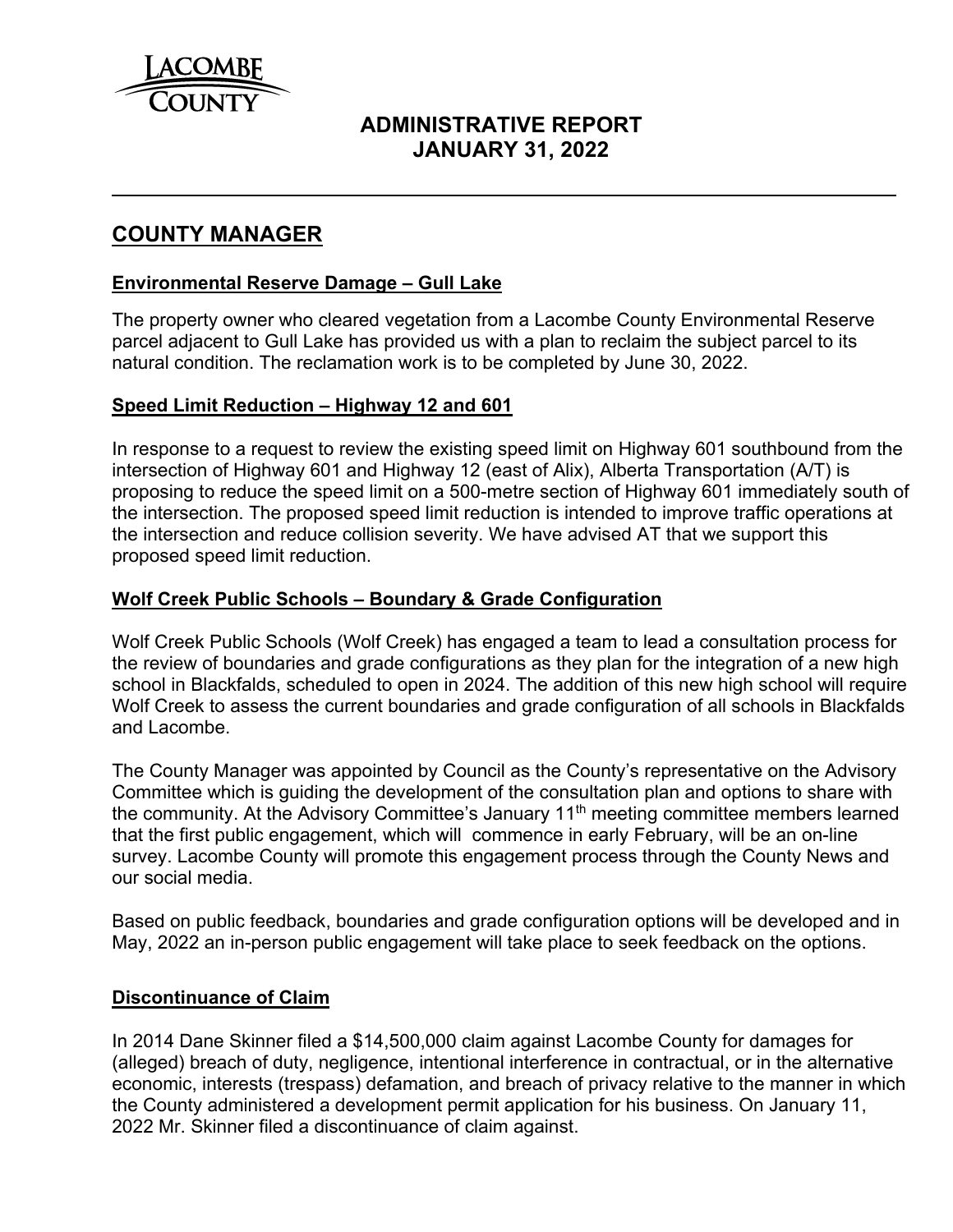LACOMBE COUNTY

# ADMINISTRATIVE REPORT
# JANUARY 31, 2022

---

## COUNTY MANAGER

### Environmental Reserve Damage – Gull Lake

The property owner who cleared vegetation from a Lacombe County Environmental Reserve parcel adjacent to Gull Lake has provided us with a plan to reclaim the subject parcel to its natural condition. The reclamation work is to be completed by June 30, 2022.

### Speed Limit Reduction – Highway 12 and 601

In response to a request to review the existing speed limit on Highway 601 southbound from the intersection of Highway 601 and Highway 12 (east of Alix), Alberta Transportation (A/T) is proposing to reduce the speed limit on a 500-metre section of Highway 601 immediately south of the intersection. The proposed speed limit reduction is intended to improve traffic operations at the intersection and reduce collision severity. We have advised AT that we support this proposed speed limit reduction.

### Wolf Creek Public Schools – Boundary & Grade Configuration

Wolf Creek Public Schools (Wolf Creek) has engaged a team to lead a consultation process for the review of boundaries and grade configurations as they plan for the integration of a new high school in Blackfalds, scheduled to open in 2024. The addition of this new high school will require Wolf Creek to assess the current boundaries and grade configuration of all schools in Blackfalds and Lacombe.

The County Manager was appointed by Council as the County's representative on the Advisory Committee which is guiding the development of the consultation plan and options to share with the community. At the Advisory Committee's January 11th meeting committee members learned that the first public engagement, which will commence in early February, will be an on-line survey. Lacombe County will promote this engagement process through the County News and our social media.

Based on public feedback, boundaries and grade configuration options will be developed and in May, 2022 an in-person public engagement will take place to seek feedback on the options.

### Discontinuance of Claim

In 2014 Dane Skinner filed a $14,500,000 claim against Lacombe County for damages for (alleged) breach of duty, negligence, intentional interference in contractual, or in the alternative economic, interests (trespass) defamation, and breach of privacy relative to the manner in which the County administered a development permit application for his business. On January 11, 2022 Mr. Skinner filed a discontinuance of claim against.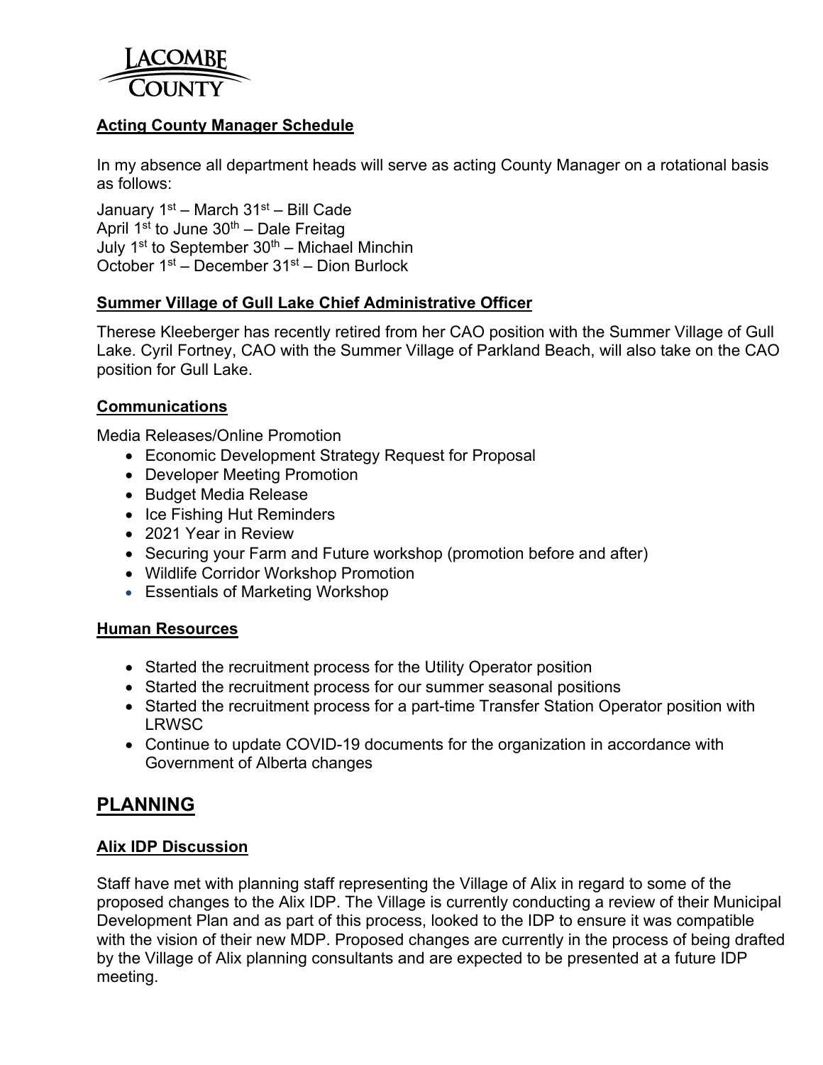## Acting County Manager Schedule

In my absence all department heads will serve as acting County Manager on a rotational basis as follows:

January 1st – March 31st – Bill Cade
April 1st to June 30th – Dale Freitag
July 1st to September 30th – Michael Minchin
October 1st – December 31st – Dion Burlock

## Summer Village of Gull Lake Chief Administrative Officer

Therese Kleeberger has recently retired from her CAO position with the Summer Village of Gull Lake. Cyril Fortney, CAO with the Summer Village of Parkland Beach, will also take on the CAO position for Gull Lake.

## Communications

Media Releases/Online Promotion

- Economic Development Strategy Request for Proposal
- Developer Meeting Promotion
- Budget Media Release
- Ice Fishing Hut Reminders
- 2021 Year in Review
- Securing your Farm and Future workshop (promotion before and after)
- Wildlife Corridor Workshop Promotion
- Essentials of Marketing Workshop

## Human Resources

- Started the recruitment process for the Utility Operator position
- Started the recruitment process for our summer seasonal positions
- Started the recruitment process for a part-time Transfer Station Operator position with LRWSC
- Continue to update COVID-19 documents for the organization in accordance with Government of Alberta changes

# PLANNING

## Alix IDP Discussion

Staff have met with planning staff representing the Village of Alix in regard to some of the proposed changes to the Alix IDP. The Village is currently conducting a review of their Municipal Development Plan and as part of this process, looked to the IDP to ensure it was compatible with the vision of their new MDP. Proposed changes are currently in the process of being drafted by the Village of Alix planning consultants and are expected to be presented at a future IDP meeting.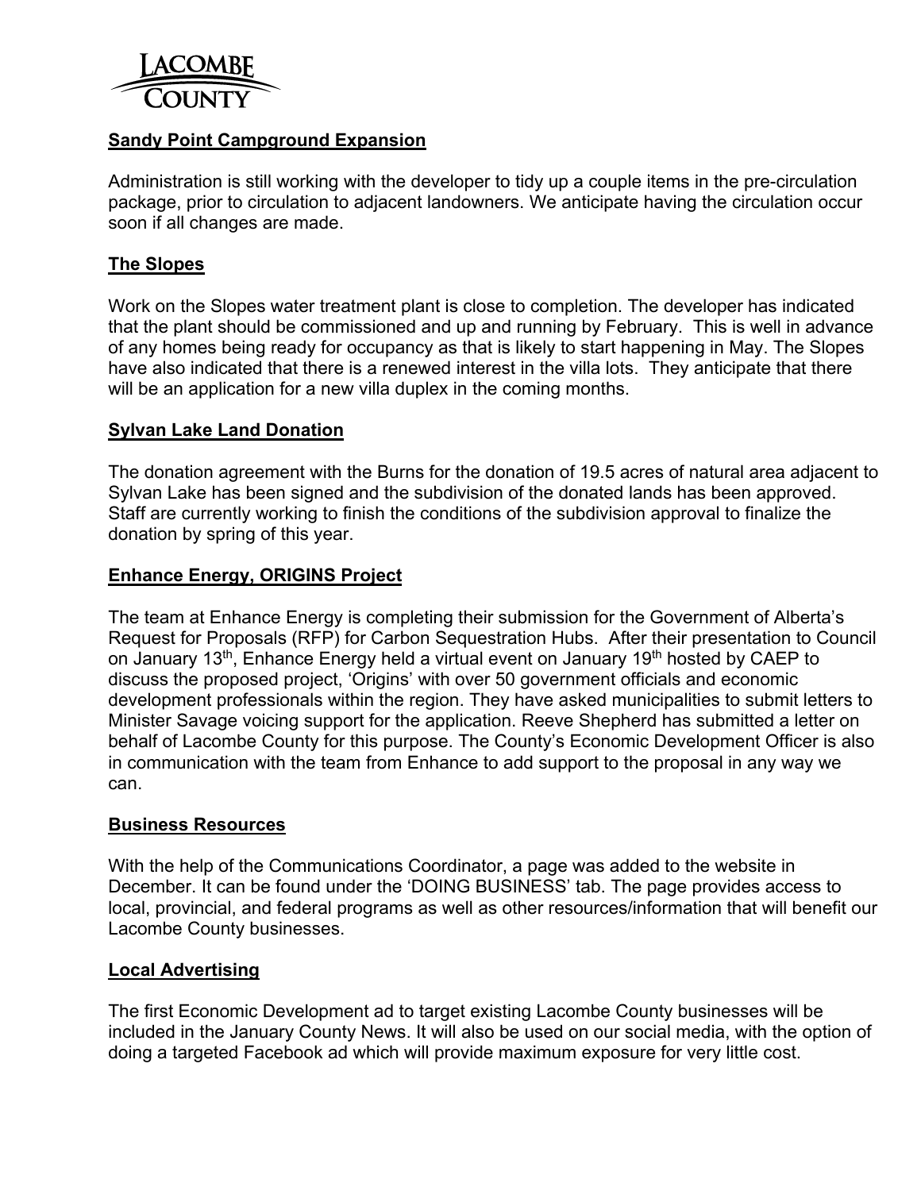## Sandy Point Campground Expansion

Administration is still working with the developer to tidy up a couple items in the pre-circulation package, prior to circulation to adjacent landowners. We anticipate having the circulation occur soon if all changes are made.

## The Slopes

Work on the Slopes water treatment plant is close to completion. The developer has indicated that the plant should be commissioned and up and running by February. This is well in advance of any homes being ready for occupancy as that is likely to start happening in May. The Slopes have also indicated that there is a renewed interest in the villa lots. They anticipate that there will be an application for a new villa duplex in the coming months.

## Sylvan Lake Land Donation

The donation agreement with the Burns for the donation of 19.5 acres of natural area adjacent to Sylvan Lake has been signed and the subdivision of the donated lands has been approved. Staff are currently working to finish the conditions of the subdivision approval to finalize the donation by spring of this year.

## Enhance Energy, ORIGINS Project

The team at Enhance Energy is completing their submission for the Government of Alberta's Request for Proposals (RFP) for Carbon Sequestration Hubs. After their presentation to Council on January 13th, Enhance Energy held a virtual event on January 19th hosted by CAEP to discuss the proposed project, 'Origins' with over 50 government officials and economic development professionals within the region. They have asked municipalities to submit letters to Minister Savage voicing support for the application. Reeve Shepherd has submitted a letter on behalf of Lacombe County for this purpose. The County's Economic Development Officer is also in communication with the team from Enhance to add support to the proposal in any way we can.

## Business Resources

With the help of the Communications Coordinator, a page was added to the website in December. It can be found under the 'DOING BUSINESS' tab. The page provides access to local, provincial, and federal programs as well as other resources/information that will benefit our Lacombe County businesses.

## Local Advertising

The first Economic Development ad to target existing Lacombe County businesses will be included in the January County News. It will also be used on our social media, with the option of doing a targeted Facebook ad which will provide maximum exposure for very little cost.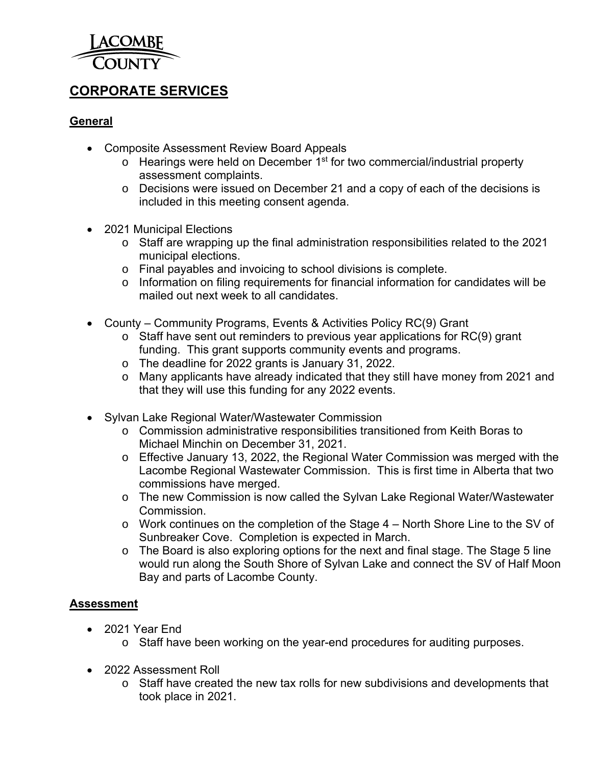# CORPORATE SERVICES

## General

- Composite Assessment Review Board Appeals
  - Hearings were held on December 1st for two commercial/industrial property assessment complaints.
  - Decisions were issued on December 21 and a copy of each of the decisions is included in this meeting consent agenda.

- 2021 Municipal Elections
  - Staff are wrapping up the final administration responsibilities related to the 2021 municipal elections.
  - Final payables and invoicing to school divisions is complete.
  - Information on filing requirements for financial information for candidates will be mailed out next week to all candidates.

- County – Community Programs, Events & Activities Policy RC(9) Grant
  - Staff have sent out reminders to previous year applications for RC(9) grant funding. This grant supports community events and programs.
  - The deadline for 2022 grants is January 31, 2022.
  - Many applicants have already indicated that they still have money from 2021 and that they will use this funding for any 2022 events.

- Sylvan Lake Regional Water/Wastewater Commission
  - Commission administrative responsibilities transitioned from Keith Boras to Michael Minchin on December 31, 2021.
  - Effective January 13, 2022, the Regional Water Commission was merged with the Lacombe Regional Wastewater Commission. This is first time in Alberta that two commissions have merged.
  - The new Commission is now called the Sylvan Lake Regional Water/Wastewater Commission.
  - Work continues on the completion of the Stage 4 – North Shore Line to the SV of Sunbreaker Cove. Completion is expected in March.
  - The Board is also exploring options for the next and final stage. The Stage 5 line would run along the South Shore of Sylvan Lake and connect the SV of Half Moon Bay and parts of Lacombe County.

## Assessment

- 2021 Year End
  - Staff have been working on the year-end procedures for auditing purposes.

- 2022 Assessment Roll
  - Staff have created the new tax rolls for new subdivisions and developments that took place in 2021.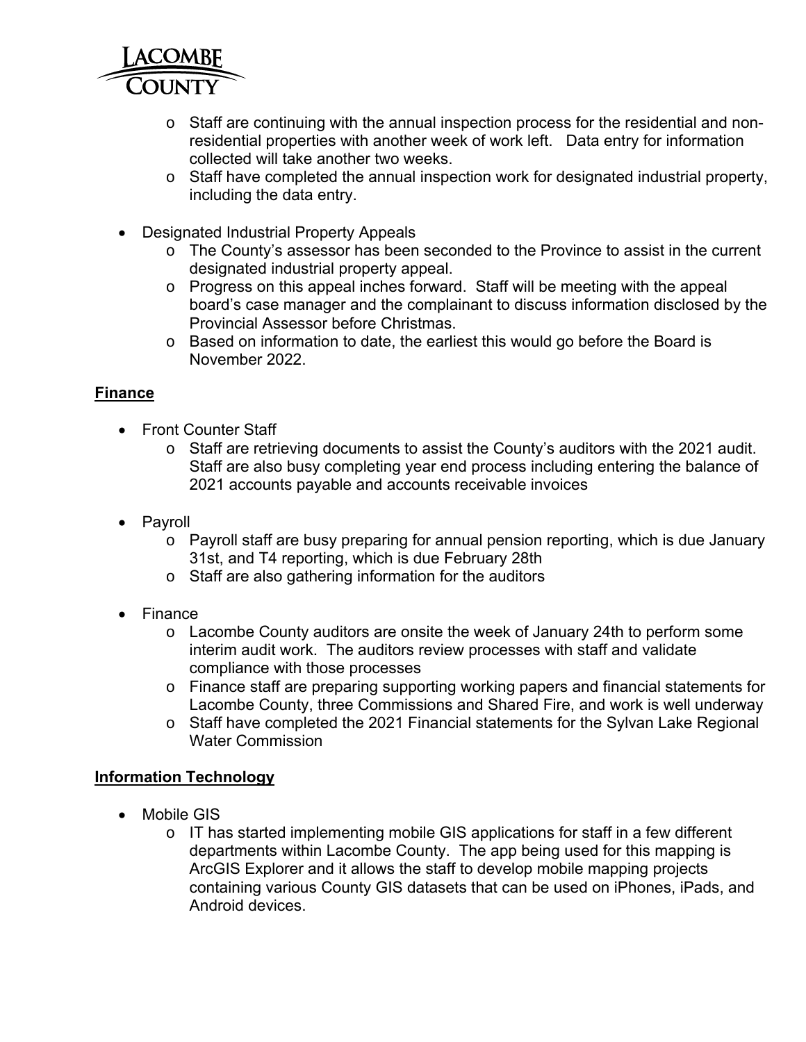- Staff are continuing with the annual inspection process for the residential and non-residential properties with another week of work left. Data entry for information collected will take another two weeks.
- Staff have completed the annual inspection work for designated industrial property, including the data entry.

- Designated Industrial Property Appeals
  - The County's assessor has been seconded to the Province to assist in the current designated industrial property appeal.
  - Progress on this appeal inches forward. Staff will be meeting with the appeal board's case manager and the complainant to discuss information disclosed by the Provincial Assessor before Christmas.
  - Based on information to date, the earliest this would go before the Board is November 2022.

## Finance

- Front Counter Staff
  - Staff are retrieving documents to assist the County's auditors with the 2021 audit. Staff are also busy completing year end process including entering the balance of 2021 accounts payable and accounts receivable invoices

- Payroll
  - Payroll staff are busy preparing for annual pension reporting, which is due January 31st, and T4 reporting, which is due February 28th
  - Staff are also gathering information for the auditors

- Finance
  - Lacombe County auditors are onsite the week of January 24th to perform some interim audit work. The auditors review processes with staff and validate compliance with those processes
  - Finance staff are preparing supporting working papers and financial statements for Lacombe County, three Commissions and Shared Fire, and work is well underway
  - Staff have completed the 2021 Financial statements for the Sylvan Lake Regional Water Commission

## Information Technology

- Mobile GIS
  - IT has started implementing mobile GIS applications for staff in a few different departments within Lacombe County. The app being used for this mapping is ArcGIS Explorer and it allows the staff to develop mobile mapping projects containing various County GIS datasets that can be used on iPhones, iPads, and Android devices.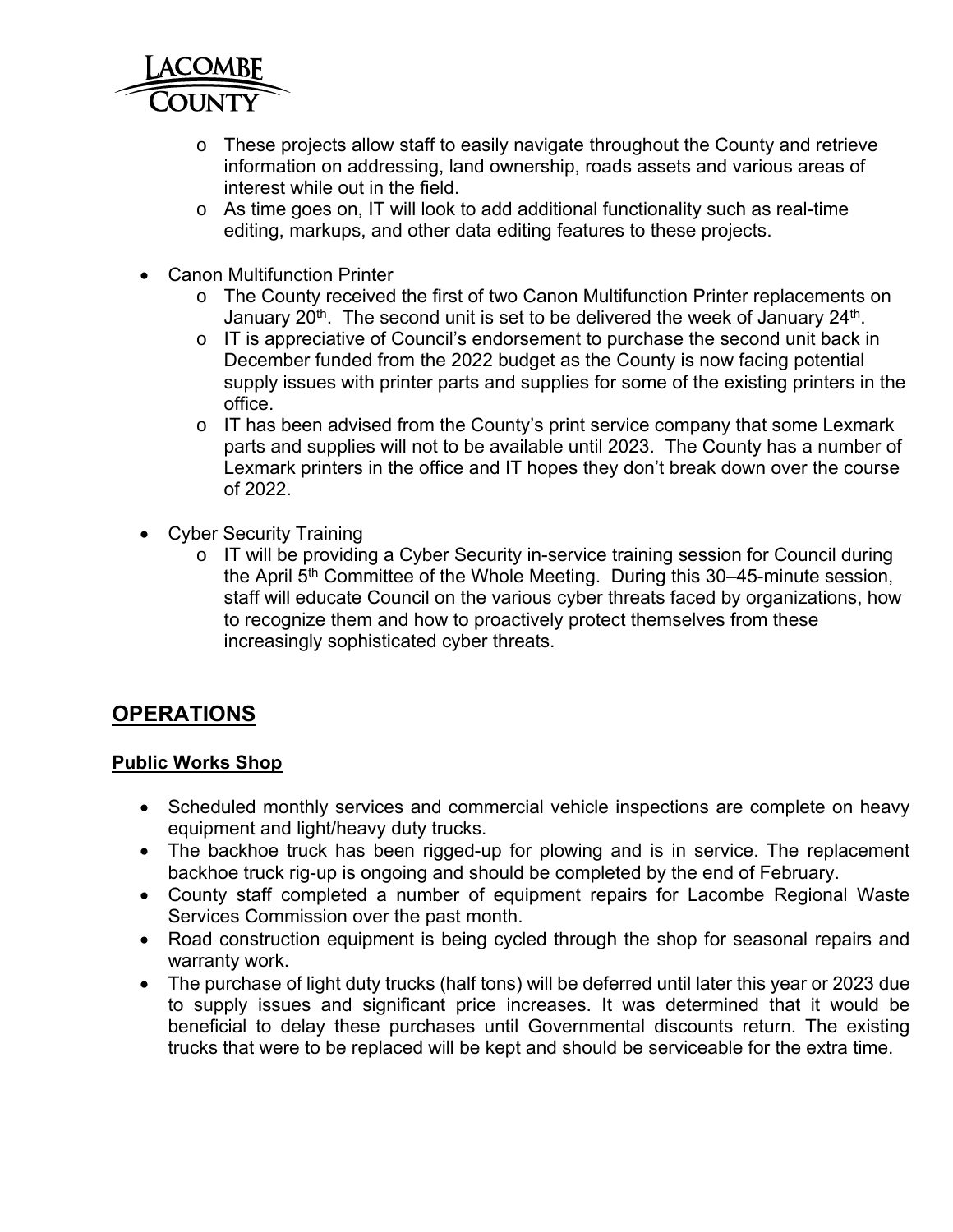- These projects allow staff to easily navigate throughout the County and retrieve information on addressing, land ownership, roads assets and various areas of interest while out in the field.
- As time goes on, IT will look to add additional functionality such as real-time editing, markups, and other data editing features to these projects.

- Canon Multifunction Printer
  - The County received the first of two Canon Multifunction Printer replacements on January 20th. The second unit is set to be delivered the week of January 24th.
  - IT is appreciative of Council's endorsement to purchase the second unit back in December funded from the 2022 budget as the County is now facing potential supply issues with printer parts and supplies for some of the existing printers in the office.
  - IT has been advised from the County's print service company that some Lexmark parts and supplies will not to be available until 2023. The County has a number of Lexmark printers in the office and IT hopes they don't break down over the course of 2022.

- Cyber Security Training
  - IT will be providing a Cyber Security in-service training session for Council during the April 5th Committee of the Whole Meeting. During this 30–45-minute session, staff will educate Council on the various cyber threats faced by organizations, how to recognize them and how to proactively protect themselves from these increasingly sophisticated cyber threats.

## OPERATIONS

### Public Works Shop

- Scheduled monthly services and commercial vehicle inspections are complete on heavy equipment and light/heavy duty trucks.
- The backhoe truck has been rigged-up for plowing and is in service. The replacement backhoe truck rig-up is ongoing and should be completed by the end of February.
- County staff completed a number of equipment repairs for Lacombe Regional Waste Services Commission over the past month.
- Road construction equipment is being cycled through the shop for seasonal repairs and warranty work.
- The purchase of light duty trucks (half tons) will be deferred until later this year or 2023 due to supply issues and significant price increases. It was determined that it would be beneficial to delay these purchases until Governmental discounts return. The existing trucks that were to be replaced will be kept and should be serviceable for the extra time.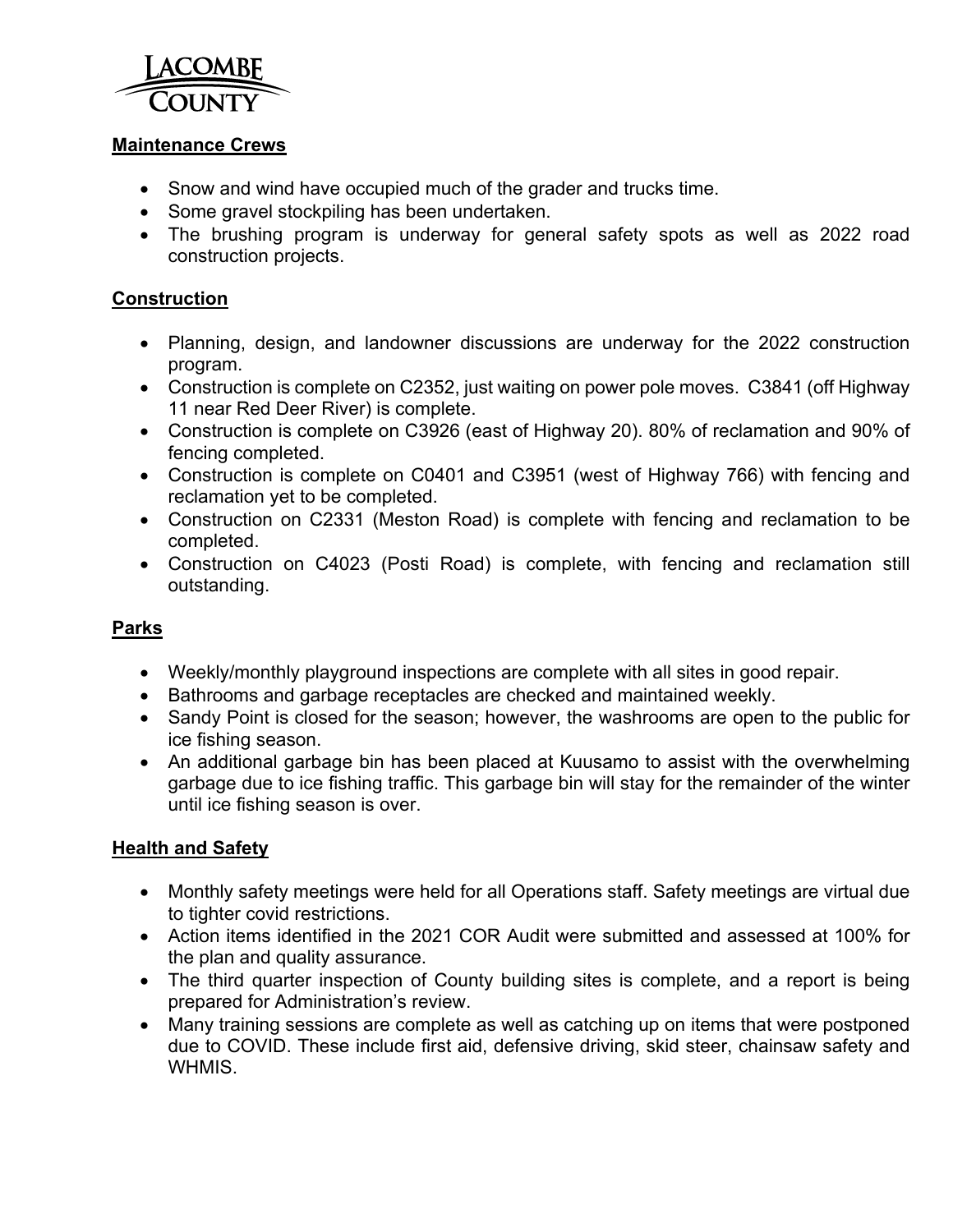## Maintenance Crews

- Snow and wind have occupied much of the grader and trucks time.
- Some gravel stockpiling has been undertaken.
- The brushing program is underway for general safety spots as well as 2022 road construction projects.

## Construction

- Planning, design, and landowner discussions are underway for the 2022 construction program.
- Construction is complete on C2352, just waiting on power pole moves. C3841 (off Highway 11 near Red Deer River) is complete.
- Construction is complete on C3926 (east of Highway 20). 80% of reclamation and 90% of fencing completed.
- Construction is complete on C0401 and C3951 (west of Highway 766) with fencing and reclamation yet to be completed.
- Construction on C2331 (Meston Road) is complete with fencing and reclamation to be completed.
- Construction on C4023 (Posti Road) is complete, with fencing and reclamation still outstanding.

## Parks

- Weekly/monthly playground inspections are complete with all sites in good repair.
- Bathrooms and garbage receptacles are checked and maintained weekly.
- Sandy Point is closed for the season; however, the washrooms are open to the public for ice fishing season.
- An additional garbage bin has been placed at Kuusamo to assist with the overwhelming garbage due to ice fishing traffic. This garbage bin will stay for the remainder of the winter until ice fishing season is over.

## Health and Safety

- Monthly safety meetings were held for all Operations staff. Safety meetings are virtual due to tighter covid restrictions.
- Action items identified in the 2021 COR Audit were submitted and assessed at 100% for the plan and quality assurance.
- The third quarter inspection of County building sites is complete, and a report is being prepared for Administration's review.
- Many training sessions are complete as well as catching up on items that were postponed due to COVID. These include first aid, defensive driving, skid steer, chainsaw safety and WHMIS.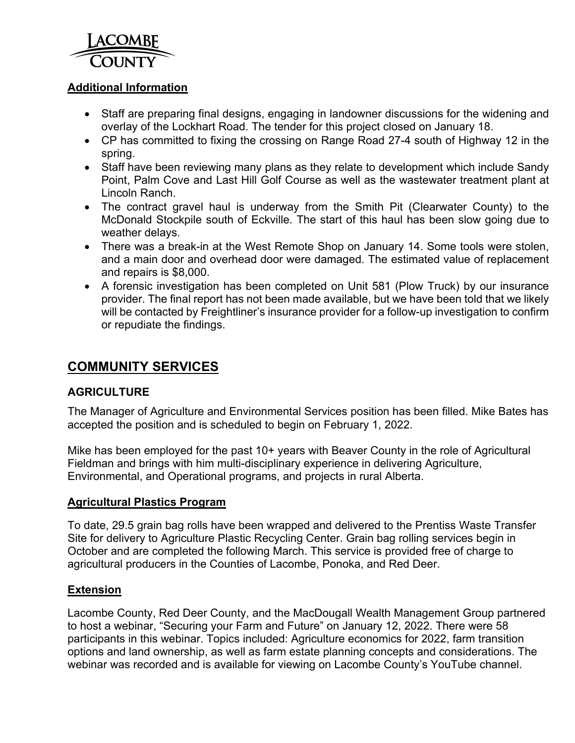**Additional Information**

- Staff are preparing final designs, engaging in landowner discussions for the widening and overlay of the Lockhart Road. The tender for this project closed on January 18.
- CP has committed to fixing the crossing on Range Road 27-4 south of Highway 12 in the spring.
- Staff have been reviewing many plans as they relate to development which include Sandy Point, Palm Cove and Last Hill Golf Course as well as the wastewater treatment plant at Lincoln Ranch.
- The contract gravel haul is underway from the Smith Pit (Clearwater County) to the McDonald Stockpile south of Eckville. The start of this haul has been slow going due to weather delays.
- There was a break-in at the West Remote Shop on January 14. Some tools were stolen, and a main door and overhead door were damaged. The estimated value of replacement and repairs is $8,000.
- A forensic investigation has been completed on Unit 581 (Plow Truck) by our insurance provider. The final report has not been made available, but we have been told that we likely will be contacted by Freightliner's insurance provider for a follow-up investigation to confirm or repudiate the findings.

## COMMUNITY SERVICES

### AGRICULTURE

The Manager of Agriculture and Environmental Services position has been filled. Mike Bates has accepted the position and is scheduled to begin on February 1, 2022.

Mike has been employed for the past 10+ years with Beaver County in the role of Agricultural Fieldman and brings with him multi-disciplinary experience in delivering Agriculture, Environmental, and Operational programs, and projects in rural Alberta.

**Agricultural Plastics Program**

To date, 29.5 grain bag rolls have been wrapped and delivered to the Prentiss Waste Transfer Site for delivery to Agriculture Plastic Recycling Center. Grain bag rolling services begin in October and are completed the following March. This service is provided free of charge to agricultural producers in the Counties of Lacombe, Ponoka, and Red Deer.

**Extension**

Lacombe County, Red Deer County, and the MacDougall Wealth Management Group partnered to host a webinar, "Securing your Farm and Future" on January 12, 2022. There were 58 participants in this webinar. Topics included: Agriculture economics for 2022, farm transition options and land ownership, as well as farm estate planning concepts and considerations. The webinar was recorded and is available for viewing on Lacombe County's YouTube channel.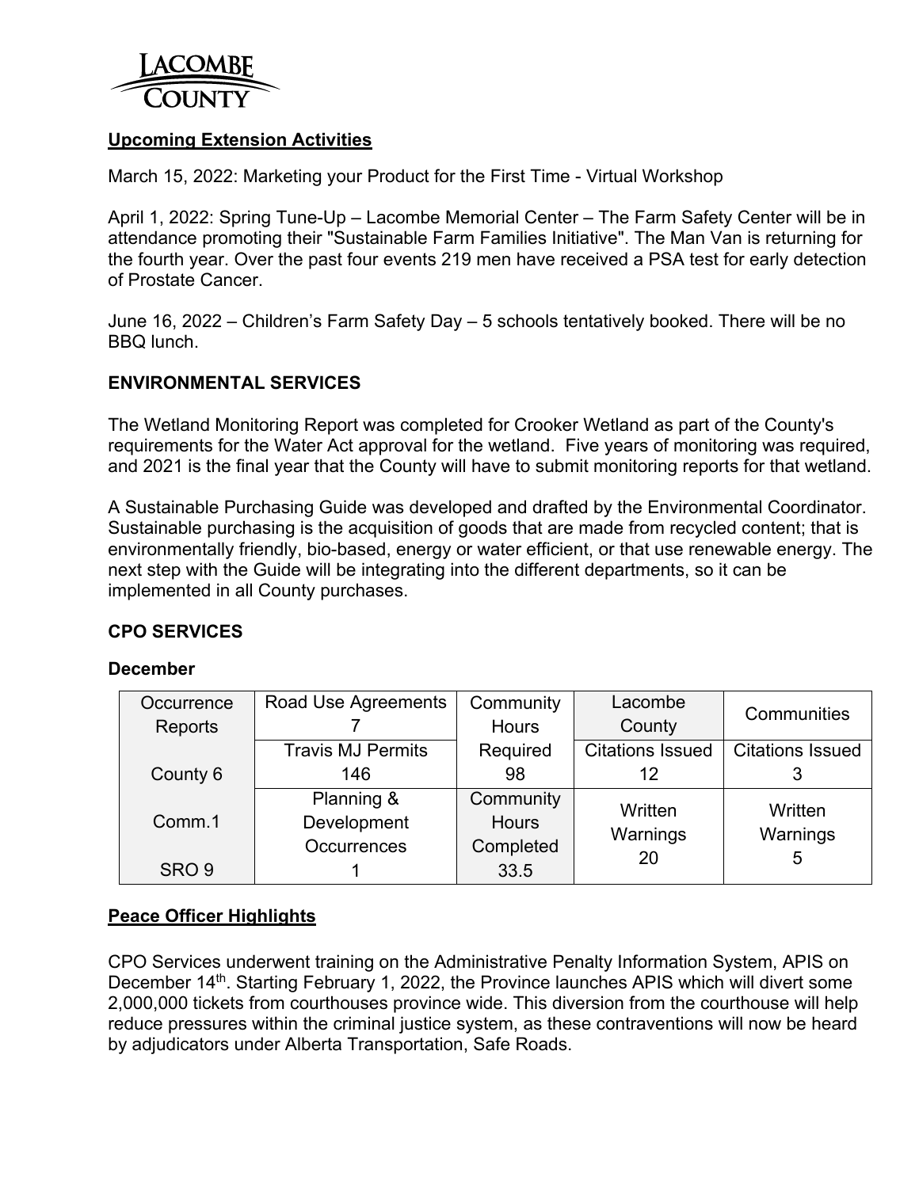## Upcoming Extension Activities

March 15, 2022: Marketing your Product for the First Time - Virtual Workshop

April 1, 2022: Spring Tune-Up – Lacombe Memorial Center – The Farm Safety Center will be in attendance promoting their "Sustainable Farm Families Initiative". The Man Van is returning for the fourth year. Over the past four events 219 men have received a PSA test for early detection of Prostate Cancer.

June 16, 2022 – Children's Farm Safety Day – 5 schools tentatively booked. There will be no BBQ lunch.

## ENVIRONMENTAL SERVICES

The Wetland Monitoring Report was completed for Crooker Wetland as part of the County's requirements for the Water Act approval for the wetland. Five years of monitoring was required, and 2021 is the final year that the County will have to submit monitoring reports for that wetland.

A Sustainable Purchasing Guide was developed and drafted by the Environmental Coordinator. Sustainable purchasing is the acquisition of goods that are made from recycled content; that is environmentally friendly, bio-based, energy or water efficient, or that use renewable energy. The next step with the Guide will be integrating into the different departments, so it can be implemented in all County purchases.

## CPO SERVICES

### December

| Occurrence Reports | Road Use Agreements 7 | Community Hours Required 98 | Lacombe County | Communities |
|---|---|---|---|---|
| County 6 | Travis MJ Permits 146 | | Citations Issued 12 | Citations Issued 3 |
| Comm.1 | Planning & Development Occurrences 1 | Community Hours Completed 33.5 | Written Warnings 20 | Written Warnings 5 |
| SRO 9 | | | | |

## Peace Officer Highlights

CPO Services underwent training on the Administrative Penalty Information System, APIS on December 14th. Starting February 1, 2022, the Province launches APIS which will divert some 2,000,000 tickets from courthouses province wide. This diversion from the courthouse will help reduce pressures within the criminal justice system, as these contraventions will now be heard by adjudicators under Alberta Transportation, Safe Roads.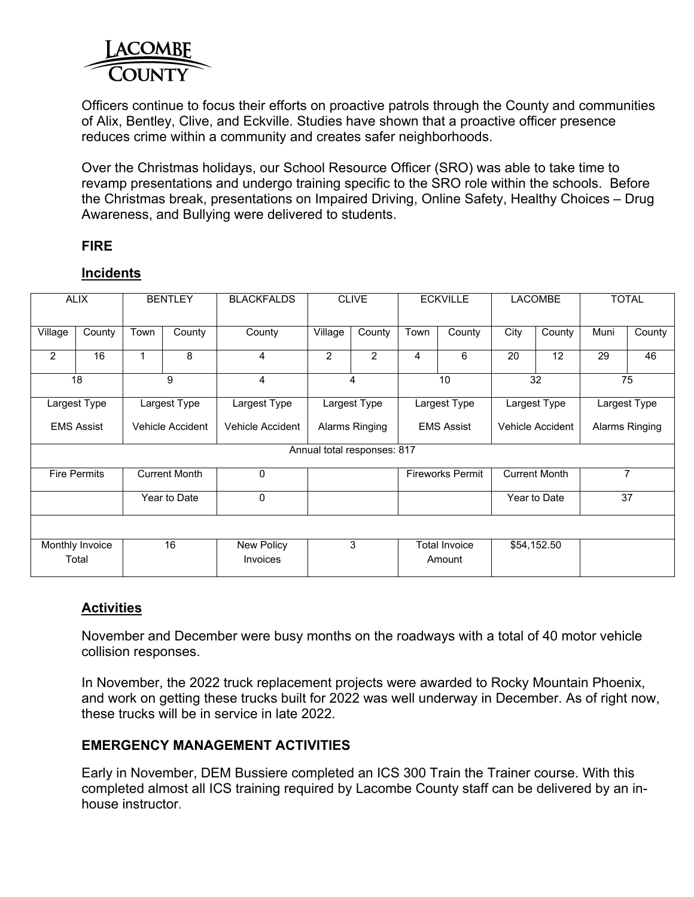Officers continue to focus their efforts on proactive patrols through the County and communities of Alix, Bentley, Clive, and Eckville. Studies have shown that a proactive officer presence reduces crime within a community and creates safer neighborhoods.

Over the Christmas holidays, our School Resource Officer (SRO) was able to take time to revamp presentations and undergo training specific to the SRO role within the schools. Before the Christmas break, presentations on Impaired Driving, Online Safety, Healthy Choices – Drug Awareness, and Bullying were delivered to students.

## FIRE

### Incidents

| ALIX | | BENTLEY | | BLACKFALDS | CLIVE | | ECKVILLE | | LACOMBE | | TOTAL | |
|---|---|---|---|---|---|---|---|---|---|---|---|---|
| Village | County | Town | County | County | Village | County | Town | County | City | County | Muni | County |
| 2 | 16 | 1 | 8 | 4 | 2 | 2 | 4 | 6 | 20 | 12 | 29 | 46 |
| 18 | | 9 | | 4 | 4 | | 10 | | 32 | | 75 | |
| Largest Type EMS Assist | | Largest Type Vehicle Accident | | Largest Type Vehicle Accident | Largest Type Alarms Ringing | | Largest Type EMS Assist | | Largest Type Vehicle Accident | | Largest Type Alarms Ringing | |
| Annual total responses: 817 | | | | | | | | | | | | |
| Fire Permits | | Current Month | | 0 | | | Fireworks Permit | | Current Month | | 7 | |
| | | Year to Date | | 0 | | | | | Year to Date | | 37 | |
| | | | | | | | | | | | | |
| Monthly Invoice Total | | 16 | | New Policy Invoices | 3 | | Total Invoice Amount | | $54,152.50 | | | |

### Activities

November and December were busy months on the roadways with a total of 40 motor vehicle collision responses.

In November, the 2022 truck replacement projects were awarded to Rocky Mountain Phoenix, and work on getting these trucks built for 2022 was well underway in December. As of right now, these trucks will be in service in late 2022.

## EMERGENCY MANAGEMENT ACTIVITIES

Early in November, DEM Bussiere completed an ICS 300 Train the Trainer course. With this completed almost all ICS training required by Lacombe County staff can be delivered by an in-house instructor.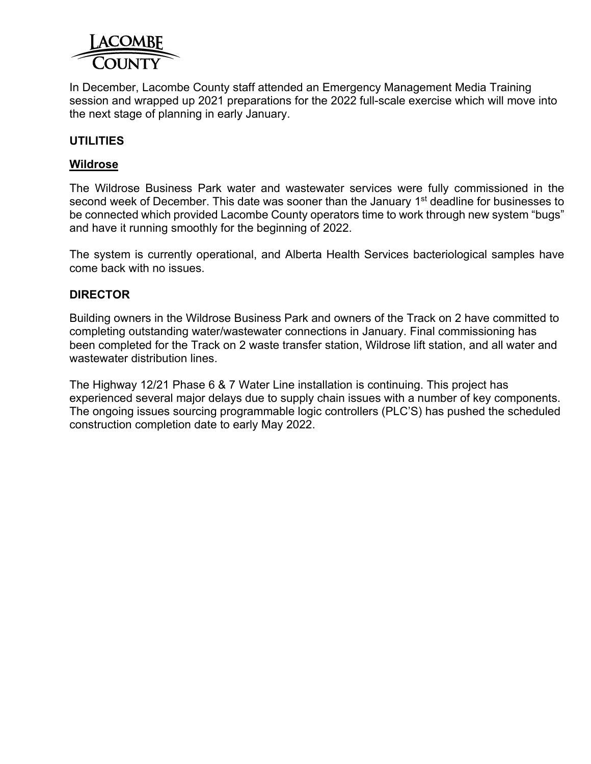In December, Lacombe County staff attended an Emergency Management Media Training session and wrapped up 2021 preparations for the 2022 full-scale exercise which will move into the next stage of planning in early January.

## UTILITIES

### Wildrose

The Wildrose Business Park water and wastewater services were fully commissioned in the second week of December. This date was sooner than the January 1st deadline for businesses to be connected which provided Lacombe County operators time to work through new system "bugs" and have it running smoothly for the beginning of 2022.

The system is currently operational, and Alberta Health Services bacteriological samples have come back with no issues.

## DIRECTOR

Building owners in the Wildrose Business Park and owners of the Track on 2 have committed to completing outstanding water/wastewater connections in January. Final commissioning has been completed for the Track on 2 waste transfer station, Wildrose lift station, and all water and wastewater distribution lines.

The Highway 12/21 Phase 6 & 7 Water Line installation is continuing. This project has experienced several major delays due to supply chain issues with a number of key components. The ongoing issues sourcing programmable logic controllers (PLC'S) has pushed the scheduled construction completion date to early May 2022.